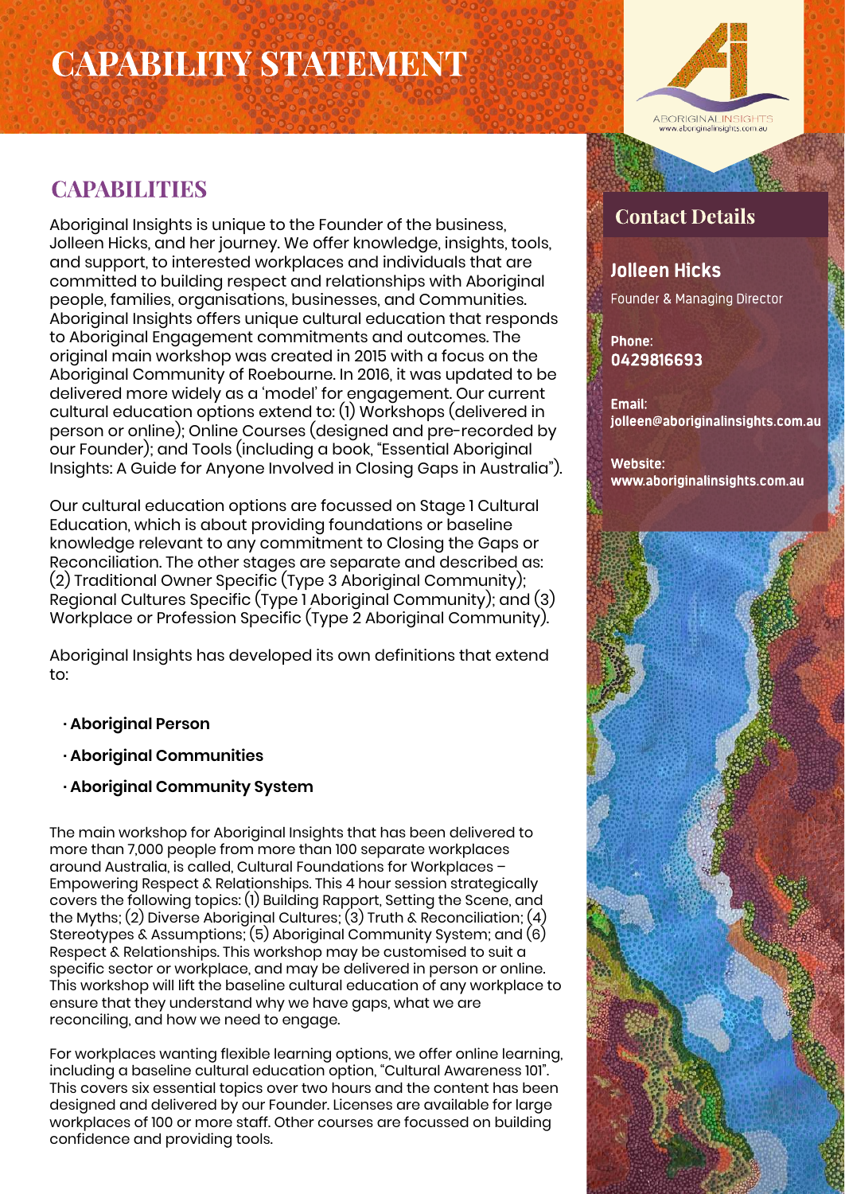# CAPABILITY STATEMENT

## CAPABILITIES

Aboriginal Insights is unique to the Founder of the business, Jolleen Hicks, and her journey. We offer knowledge, insights, tools, and support, to interested workplaces and individuals that are committed to building respect and relationships with Aboriginal people, families, organisations, businesses, and Communities. Aboriginal Insights offers unique cultural education that responds to Aboriginal Engagement commitments and outcomes. The original main workshop was created in 2015 with a focus on the Aboriginal Community of Roebourne. In 2016, it was updated to be delivered more widely as a 'model' for engagement. Our current cultural education options extend to: (1) Workshops (delivered in person or online); Online Courses (designed and pre-recorded by our Founder); and Tools (including a book, "Essential Aboriginal Insights: A Guide for Anyone Involved in Closing Gaps in Australia").

Our cultural education options are focussed on Stage 1 Cultural Education, which is about providing foundations or baseline knowledge relevant to any commitment to Closing the Gaps or Reconciliation. The other stages are separate and described as: (2) Traditional Owner Specific (Type 3 Aboriginal Community); Regional Cultures Specific (Type 1 Aboriginal Community); and (3) Workplace or Profession Specific (Type 2 Aboriginal Community).

Aboriginal Insights has developed its own definitions that extend to:

- **Aboriginal Person**
- **Aboriginal Communities**
- **Aboriginal Community System**

The main workshop for Aboriginal Insights that has been delivered to more than 7,000 people from more than 100 separate workplaces around Australia, is called, Cultural Foundations for Workplaces – Empowering Respect & Relationships. This 4 hour session strategically covers the following topics: (1) Building Rapport, Setting the Scene, and the Myths; (2) Diverse Aboriginal Cultures; (3) Truth & Reconciliation; (4) Stereotypes & Assumptions; (5) Aboriginal Community System; and (6) Respect & Relationships. This workshop may be customised to suit a specific sector or workplace, and may be delivered in person or online. This workshop will lift the baseline cultural education of any workplace to ensure that they understand why we have gaps, what we are reconciling, and how we need to engage.

For workplaces wanting flexible learning options, we offer online learning, including a baseline cultural education option, "Cultural Awareness 101". This covers six essential topics over two hours and the content has been designed and delivered by our Founder. Licenses are available for large workplaces of 100 or more staff. Other courses are focussed on building confidence and providing tools.

ABORIGINAL INSIGHTS
www.aboriginalinsights.com.au

## Contact Details

### Jolleen Hicks

Founder & Managing Director

**Phone:**
**0429816693**

**Email:**
**jolleen@aboriginalinsights.com.au**

**Website:**
**www.aboriginalinsights.com.au**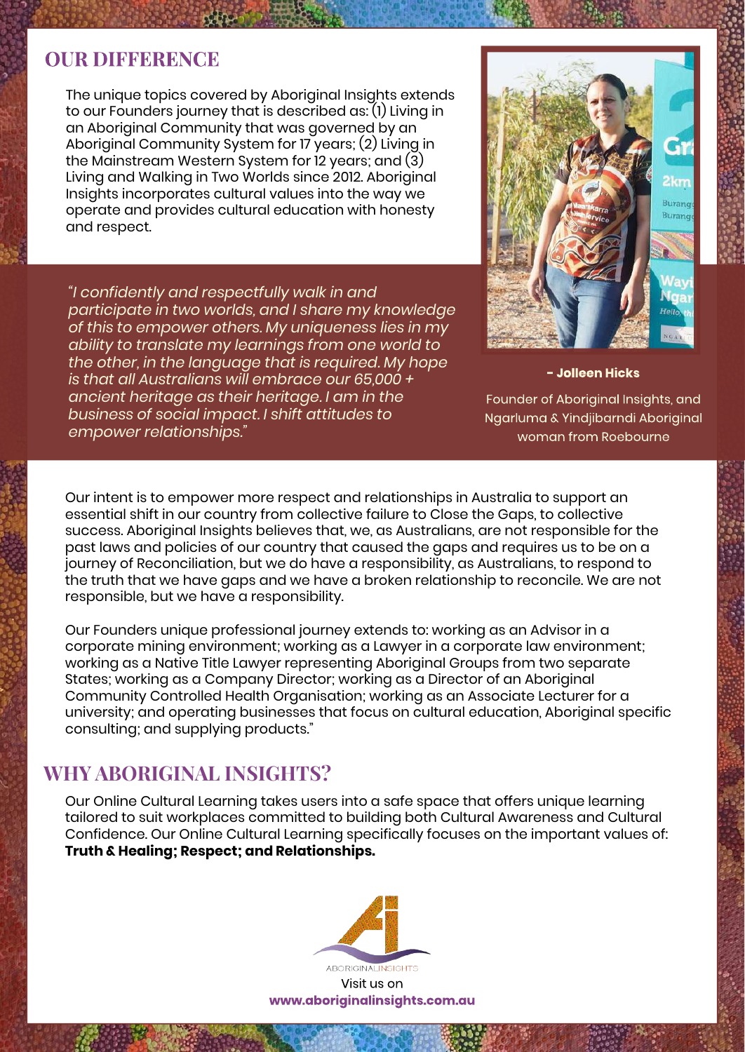## OUR DIFFERENCE

The unique topics covered by Aboriginal Insights extends to our Founders journey that is described as: (1) Living in an Aboriginal Community that was governed by an Aboriginal Community System for 17 years; (2) Living in the Mainstream Western System for 12 years; and (3) Living and Walking in Two Worlds since 2012. Aboriginal Insights incorporates cultural values into the way we operate and provides cultural education with honesty and respect.

*"I confidently and respectfully walk in and participate in two worlds, and I share my knowledge of this to empower others. My uniqueness lies in my ability to translate my learnings from one world to the other, in the language that is required. My hope is that all Australians will embrace our 65,000 + ancient heritage as their heritage. I am in the business of social impact. I shift attitudes to empower relationships."*

**- Jolleen Hicks**

Founder of Aboriginal Insights, and Ngarluma & Yindjibarndi Aboriginal woman from Roebourne

Our intent is to empower more respect and relationships in Australia to support an essential shift in our country from collective failure to Close the Gaps, to collective success. Aboriginal Insights believes that, we, as Australians, are not responsible for the past laws and policies of our country that caused the gaps and requires us to be on a journey of Reconciliation, but we do have a responsibility, as Australians, to respond to the truth that we have gaps and we have a broken relationship to reconcile. We are not responsible, but we have a responsibility.

Our Founders unique professional journey extends to: working as an Advisor in a corporate mining environment; working as a Lawyer in a corporate law environment; working as a Native Title Lawyer representing Aboriginal Groups from two separate States; working as a Company Director; working as a Director of an Aboriginal Community Controlled Health Organisation; working as an Associate Lecturer for a university; and operating businesses that focus on cultural education, Aboriginal specific consulting; and supplying products."

## WHY ABORIGINAL INSIGHTS?

Our Online Cultural Learning takes users into a safe space that offers unique learning tailored to suit workplaces committed to building both Cultural Awareness and Cultural Confidence. Our Online Cultural Learning specifically focuses on the important values of: **Truth & Healing; Respect; and Relationships.**

ABORIGINALINSIGHTS

Visit us on
**www.aboriginalinsights.com.au**